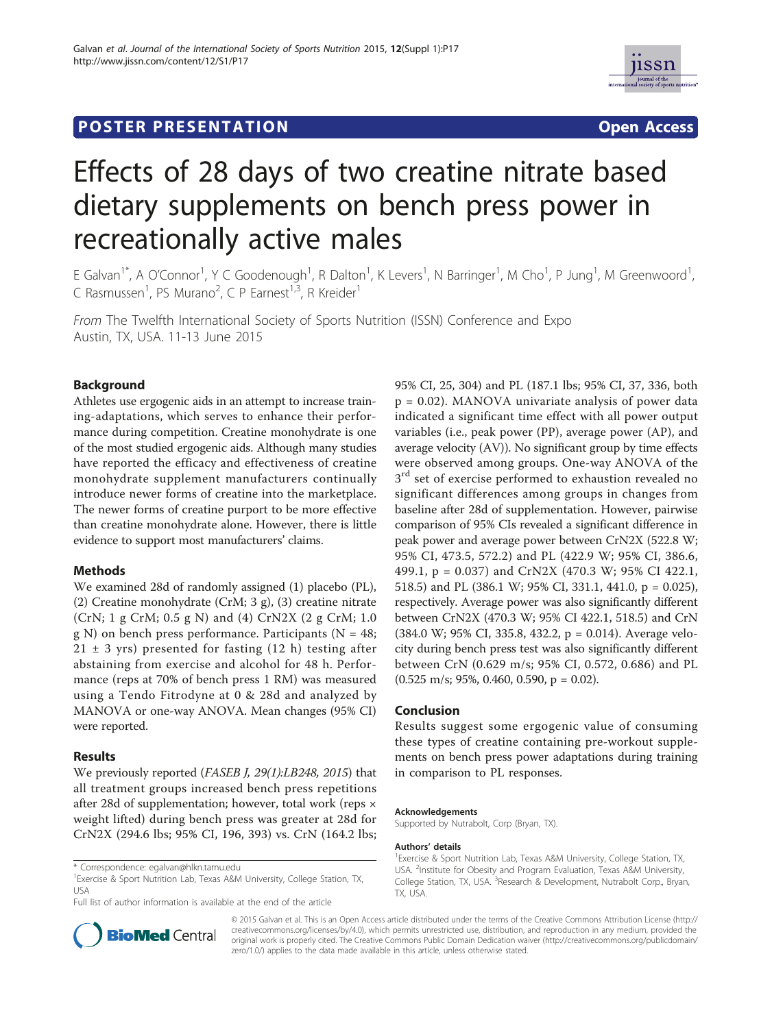POSTER PRESENTATION

Open Access

# Effects of 28 days of two creatine nitrate based dietary supplements on bench press power in recreationally active males

E Galvan[1*], A O'Connor[1], Y C Goodenough[1], R Dalton[1], K Levers[1], N Barringer[1], M Cho[1], P Jung[1], M Greenwoord[1], C Rasmussen[1], PS Murano[2], C P Earnest[1,3], R Kreider[1]

*From* The Twelfth International Society of Sports Nutrition (ISSN) Conference and Expo
Austin, TX, USA. 11-13 June 2015

## Background

Athletes use ergogenic aids in an attempt to increase training-adaptations, which serves to enhance their performance during competition. Creatine monohydrate is one of the most studied ergogenic aids. Although many studies have reported the efficacy and effectiveness of creatine monohydrate supplement manufacturers continually introduce newer forms of creatine into the marketplace. The newer forms of creatine purport to be more effective than creatine monohydrate alone. However, there is little evidence to support most manufacturers' claims.

## Methods

We examined 28d of randomly assigned (1) placebo (PL), (2) Creatine monohydrate (CrM; 3 g), (3) creatine nitrate (CrN; 1 g CrM; 0.5 g N) and (4) CrN2X (2 g CrM; 1.0 g N) on bench press performance. Participants (N = 48; 21 ± 3 yrs) presented for fasting (12 h) testing after abstaining from exercise and alcohol for 48 h. Performance (reps at 70% of bench press 1 RM) was measured using a Tendo Fitrodyne at 0 & 28d and analyzed by MANOVA or one-way ANOVA. Mean changes (95% CI) were reported.

## Results

We previously reported (*FASEB J, 29(1):LB248, 2015*) that all treatment groups increased bench press repetitions after 28d of supplementation; however, total work (reps × weight lifted) during bench press was greater at 28d for CrN2X (294.6 lbs; 95% CI, 196, 393) vs. CrN (164.2 lbs; 95% CI, 25, 304) and PL (187.1 lbs; 95% CI, 37, 336, both p = 0.02). MANOVA univariate analysis of power data indicated a significant time effect with all power output variables (i.e., peak power (PP), average power (AP), and average velocity (AV)). No significant group by time effects were observed among groups. One-way ANOVA of the 3rd set of exercise performed to exhaustion revealed no significant differences among groups in changes from baseline after 28d of supplementation. However, pairwise comparison of 95% CIs revealed a significant difference in peak power and average power between CrN2X (522.8 W; 95% CI, 473.5, 572.2) and PL (422.9 W; 95% CI, 386.6, 499.1, p = 0.037) and CrN2X (470.3 W; 95% CI 422.1, 518.5) and PL (386.1 W; 95% CI, 331.1, 441.0, p = 0.025), respectively. Average power was also significantly different between CrN2X (470.3 W; 95% CI 422.1, 518.5) and CrN (384.0 W; 95% CI, 335.8, 432.2, p = 0.014). Average velocity during bench press test was also significantly different between CrN (0.629 m/s; 95% CI, 0.572, 0.686) and PL (0.525 m/s; 95%, 0.460, 0.590, p = 0.02).

## Conclusion

Results suggest some ergogenic value of consuming these types of creatine containing pre-workout supplements on bench press power adaptations during training in comparison to PL responses.

#### Acknowledgements

Supported by Nutrabolt, Corp (Bryan, TX).

#### Authors' details

[1]Exercise & Sport Nutrition Lab, Texas A&M University, College Station, TX, USA. [2]Institute for Obesity and Program Evaluation, Texas A&M University, College Station, TX, USA. [3]Research & Development, Nutrabolt Corp., Bryan, TX, USA.

\* Correspondence: egalvan@hlkn.tamu.edu
[1]Exercise & Sport Nutrition Lab, Texas A&M University, College Station, TX, USA
Full list of author information is available at the end of the article

© 2015 Galvan et al. This is an Open Access article distributed under the terms of the Creative Commons Attribution License (http://creativecommons.org/licenses/by/4.0), which permits unrestricted use, distribution, and reproduction in any medium, provided the original work is properly cited. The Creative Commons Public Domain Dedication waiver (http://creativecommons.org/publicdomain/zero/1.0/) applies to the data made available in this article, unless otherwise stated.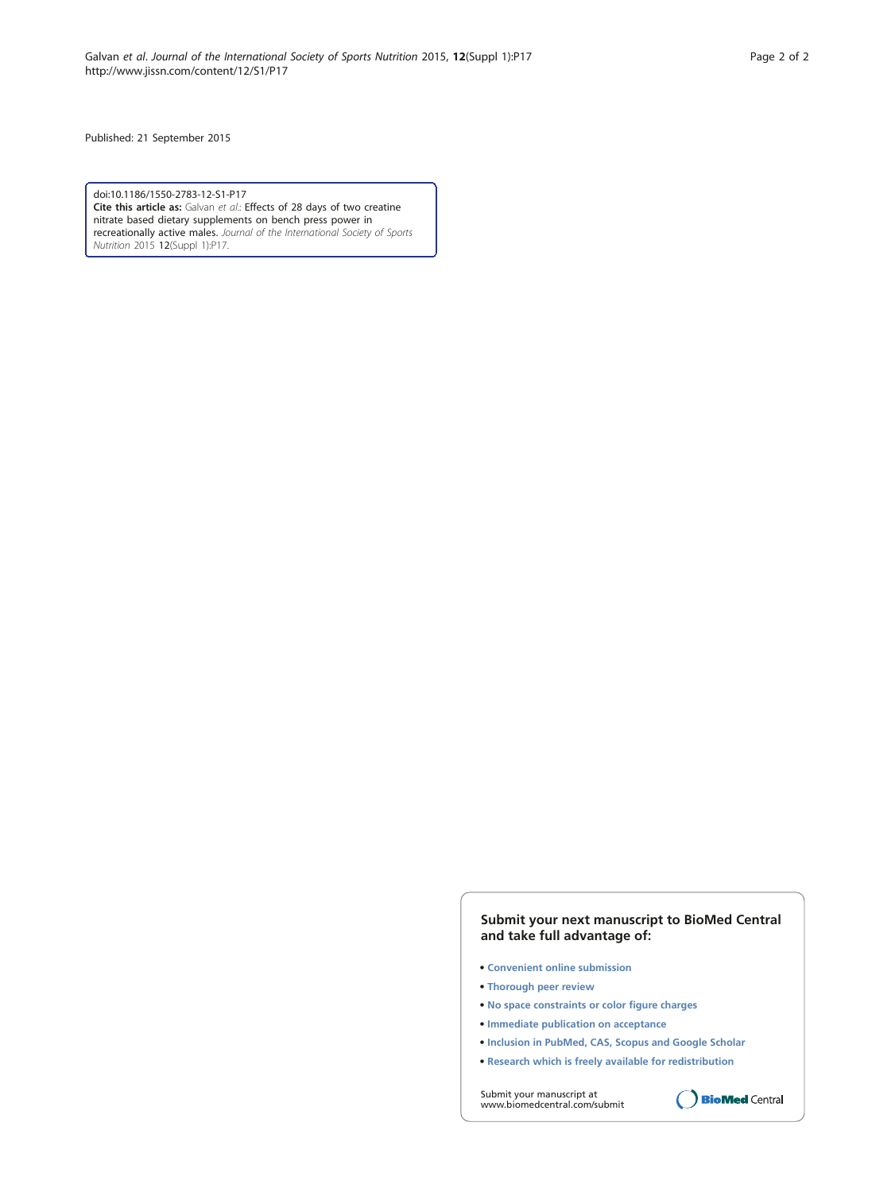Published: 21 September 2015

doi:10.1186/1550-2783-12-S1-P17

**Cite this article as:** Galvan *et al.*: Effects of 28 days of two creatine nitrate based dietary supplements on bench press power in recreationally active males. *Journal of the International Society of Sports Nutrition* 2015 **12**(Suppl 1):P17.

**Submit your next manuscript to BioMed Central and take full advantage of:**

- **Convenient online submission**
- **Thorough peer review**
- **No space constraints or color figure charges**
- **Immediate publication on acceptance**
- **Inclusion in PubMed, CAS, Scopus and Google Scholar**
- **Research which is freely available for redistribution**

Submit your manuscript at
www.biomedcentral.com/submit

BioMed Central